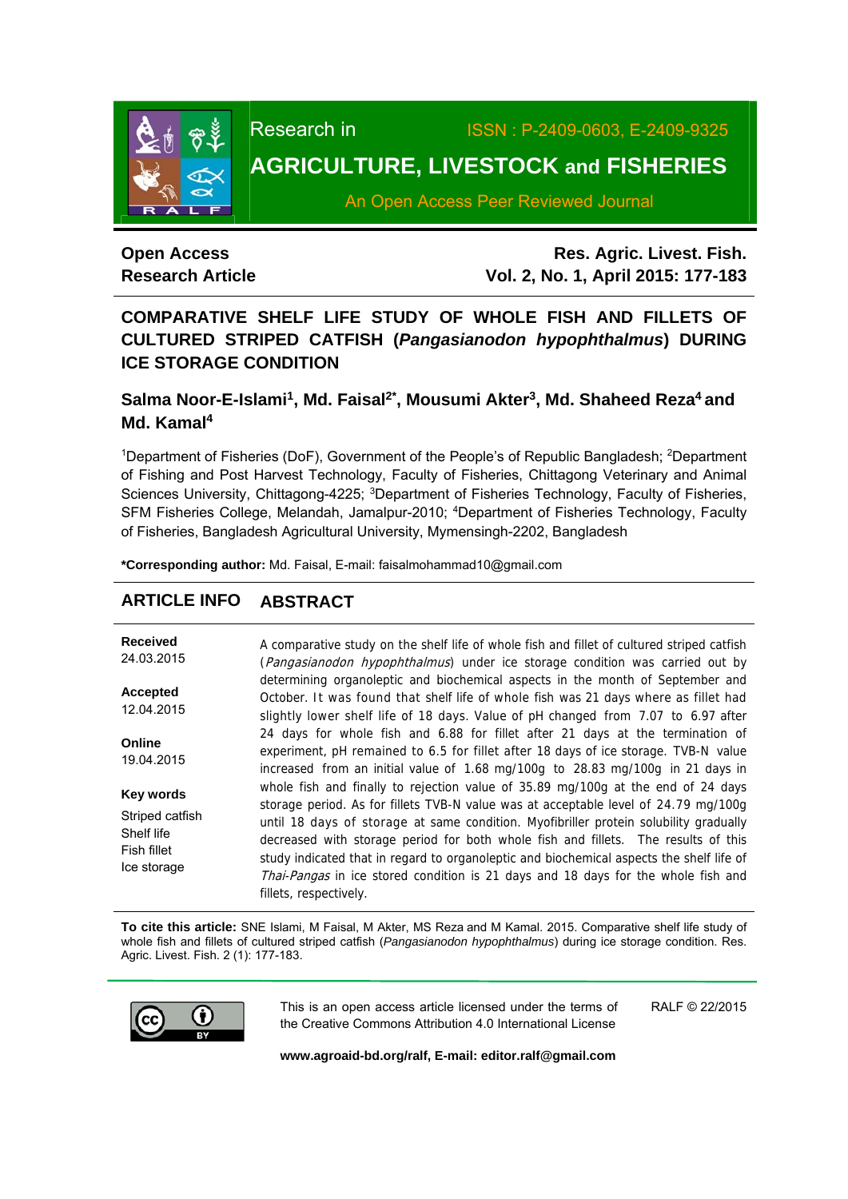Research in AGRICULTURE, LIVESTOCK and FISHERIES

ISSN : P-2409-0603, E-2409-9325

An Open Access Peer Reviewed Journal

**Open Access**
**Research Article**

**Res. Agric. Livest. Fish.**
**Vol. 2, No. 1, April 2015: 177-183**

# COMPARATIVE SHELF LIFE STUDY OF WHOLE FISH AND FILLETS OF CULTURED STRIPED CATFISH (*Pangasianodon hypophthalmus*) DURING ICE STORAGE CONDITION

**Salma Noor-E-Islami[1], Md. Faisal[2*], Mousumi Akter[3], Md. Shaheed Reza[4] and Md. Kamal[4]**

[1]Department of Fisheries (DoF), Government of the People's of Republic Bangladesh; [2]Department of Fishing and Post Harvest Technology, Faculty of Fisheries, Chittagong Veterinary and Animal Sciences University, Chittagong-4225; [3]Department of Fisheries Technology, Faculty of Fisheries, SFM Fisheries College, Melandah, Jamalpur-2010; [4]Department of Fisheries Technology, Faculty of Fisheries, Bangladesh Agricultural University, Mymensingh-2202, Bangladesh

**\*Corresponding author:** Md. Faisal, E-mail: faisalmohammad10@gmail.com

## ARTICLE INFO

**Received**
24.03.2015

**Accepted**
12.04.2015

**Online**
19.04.2015

**Key words**
Striped catfish
Shelf life
Fish fillet
Ice storage

## ABSTRACT

A comparative study on the shelf life of whole fish and fillet of cultured striped catfish (*Pangasianodon hypophthalmus*) under ice storage condition was carried out by determining organoleptic and biochemical aspects in the month of September and October. It was found that shelf life of whole fish was 21 days where as fillet had slightly lower shelf life of 18 days. Value of pH changed from 7.07 to 6.97 after 24 days for whole fish and 6.88 for fillet after 21 days at the termination of experiment, pH remained to 6.5 for fillet after 18 days of ice storage. TVB-N value increased from an initial value of 1.68 mg/100g to 28.83 mg/100g in 21 days in whole fish and finally to rejection value of 35.89 mg/100g at the end of 24 days storage period. As for fillets TVB-N value was at acceptable level of 24.79 mg/100g until 18 days of storage at same condition. Myofibriller protein solubility gradually decreased with storage period for both whole fish and fillets. The results of this study indicated that in regard to organoleptic and biochemical aspects the shelf life of *Thai-Pangas* in ice stored condition is 21 days and 18 days for the whole fish and fillets, respectively.

**To cite this article:** SNE Islami, M Faisal, M Akter, MS Reza and M Kamal. 2015. Comparative shelf life study of whole fish and fillets of cultured striped catfish (*Pangasianodon hypophthalmus*) during ice storage condition. Res. Agric. Livest. Fish. 2 (1): 177-183.

This is an open access article licensed under the terms of the Creative Commons Attribution 4.0 International License

RALF © 22/2015

**www.agroaid-bd.org/ralf, E-mail: editor.ralf@gmail.com**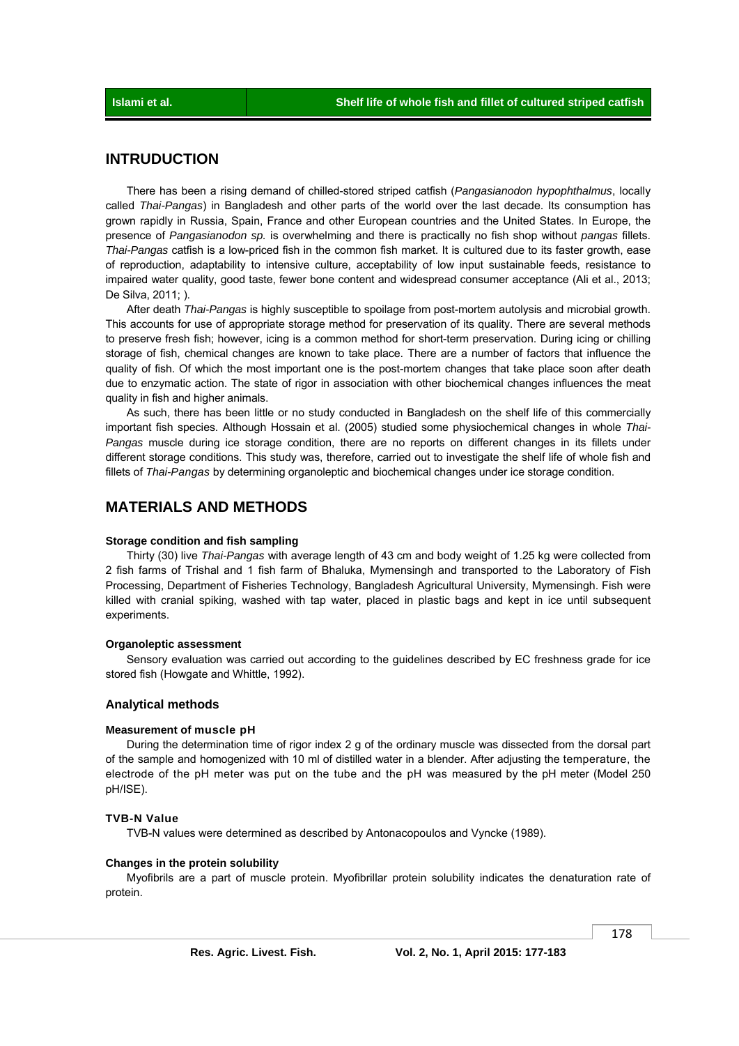## INTRUDUCTION

There has been a rising demand of chilled-stored striped catfish (*Pangasianodon hypophthalmus*, locally called *Thai-Pangas*) in Bangladesh and other parts of the world over the last decade. Its consumption has grown rapidly in Russia, Spain, France and other European countries and the United States. In Europe, the presence of *Pangasianodon sp.* is overwhelming and there is practically no fish shop without *pangas* fillets. *Thai-Pangas* catfish is a low-priced fish in the common fish market. It is cultured due to its faster growth, ease of reproduction, adaptability to intensive culture, acceptability of low input sustainable feeds, resistance to impaired water quality, good taste, fewer bone content and widespread consumer acceptance (Ali et al., 2013; De Silva, 2011; ).

After death *Thai-Pangas* is highly susceptible to spoilage from post-mortem autolysis and microbial growth. This accounts for use of appropriate storage method for preservation of its quality. There are several methods to preserve fresh fish; however, icing is a common method for short-term preservation. During icing or chilling storage of fish, chemical changes are known to take place. There are a number of factors that influence the quality of fish. Of which the most important one is the post-mortem changes that take place soon after death due to enzymatic action. The state of rigor in association with other biochemical changes influences the meat quality in fish and higher animals.

As such, there has been little or no study conducted in Bangladesh on the shelf life of this commercially important fish species. Although Hossain et al. (2005) studied some physiochemical changes in whole *Thai-Pangas* muscle during ice storage condition, there are no reports on different changes in its fillets under different storage conditions. This study was, therefore, carried out to investigate the shelf life of whole fish and fillets of *Thai-Pangas* by determining organoleptic and biochemical changes under ice storage condition.

## MATERIALS AND METHODS

#### Storage condition and fish sampling

Thirty (30) live *Thai-Pangas* with average length of 43 cm and body weight of 1.25 kg were collected from 2 fish farms of Trishal and 1 fish farm of Bhaluka, Mymensingh and transported to the Laboratory of Fish Processing, Department of Fisheries Technology, Bangladesh Agricultural University, Mymensingh. Fish were killed with cranial spiking, washed with tap water, placed in plastic bags and kept in ice until subsequent experiments.

#### Organoleptic assessment

Sensory evaluation was carried out according to the guidelines described by EC freshness grade for ice stored fish (Howgate and Whittle, 1992).

### Analytical methods

#### Measurement of muscle pH

During the determination time of rigor index 2 g of the ordinary muscle was dissected from the dorsal part of the sample and homogenized with 10 ml of distilled water in a blender. After adjusting the temperature, the electrode of the pH meter was put on the tube and the pH was measured by the pH meter (Model 250 pH/ISE).

#### TVB-N Value

TVB-N values were determined as described by Antonacopoulos and Vyncke (1989).

#### Changes in the protein solubility

Myofibrils are a part of muscle protein. Myofibrillar protein solubility indicates the denaturation rate of protein.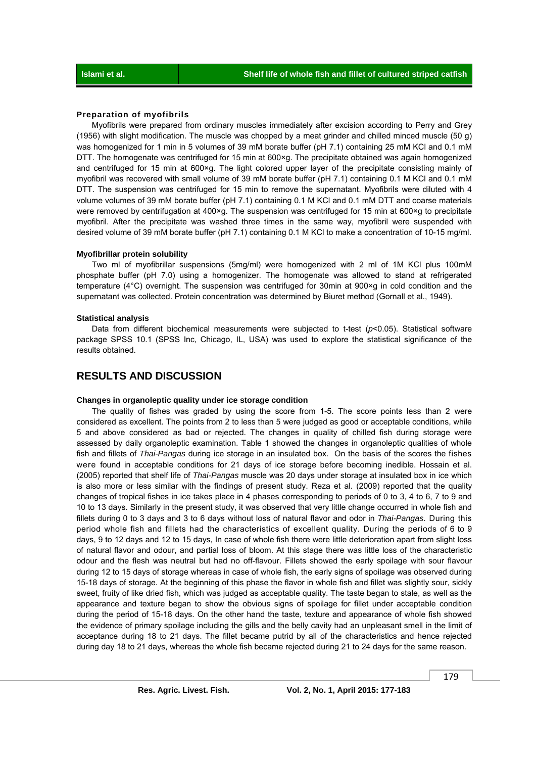### Preparation of myofibrils

Myofibrils were prepared from ordinary muscles immediately after excision according to Perry and Grey (1956) with slight modification. The muscle was chopped by a meat grinder and chilled minced muscle (50 g) was homogenized for 1 min in 5 volumes of 39 mM borate buffer (pH 7.1) containing 25 mM KCl and 0.1 mM DTT. The homogenate was centrifuged for 15 min at 600×g. The precipitate obtained was again homogenized and centrifuged for 15 min at 600×g. The light colored upper layer of the precipitate consisting mainly of myofibril was recovered with small volume of 39 mM borate buffer (pH 7.1) containing 0.1 M KCl and 0.1 mM DTT. The suspension was centrifuged for 15 min to remove the supernatant. Myofibrils were diluted with 4 volume volumes of 39 mM borate buffer (pH 7.1) containing 0.1 M KCl and 0.1 mM DTT and coarse materials were removed by centrifugation at 400×g. The suspension was centrifuged for 15 min at 600×g to precipitate myofibril. After the precipitate was washed three times in the same way, myofibril were suspended with desired volume of 39 mM borate buffer (pH 7.1) containing 0.1 M KCl to make a concentration of 10-15 mg/ml.

### Myofibrillar protein solubility

Two ml of myofibrillar suspensions (5mg/ml) were homogenized with 2 ml of 1M KCl plus 100mM phosphate buffer (pH 7.0) using a homogenizer. The homogenate was allowed to stand at refrigerated temperature (4°C) overnight. The suspension was centrifuged for 30min at 900×g in cold condition and the supernatant was collected. Protein concentration was determined by Biuret method (Gornall et al., 1949).

### Statistical analysis

Data from different biochemical measurements were subjected to t-test ($p<0.05$). Statistical software package SPSS 10.1 (SPSS Inc, Chicago, IL, USA) was used to explore the statistical significance of the results obtained.

## RESULTS AND DISCUSSION

### Changes in organoleptic quality under ice storage condition

The quality of fishes was graded by using the score from 1-5. The score points less than 2 were considered as excellent. The points from 2 to less than 5 were judged as good or acceptable conditions, while 5 and above considered as bad or rejected. The changes in quality of chilled fish during storage were assessed by daily organoleptic examination. Table 1 showed the changes in organoleptic qualities of whole fish and fillets of *Thai-Pangas* during ice storage in an insulated box. On the basis of the scores the fishes were found in acceptable conditions for 21 days of ice storage before becoming inedible. Hossain et al. (2005) reported that shelf life of *Thai-Pangas* muscle was 20 days under storage at insulated box in ice which is also more or less similar with the findings of present study. Reza et al. (2009) reported that the quality changes of tropical fishes in ice takes place in 4 phases corresponding to periods of 0 to 3, 4 to 6, 7 to 9 and 10 to 13 days. Similarly in the present study, it was observed that very little change occurred in whole fish and fillets during 0 to 3 days and 3 to 6 days without loss of natural flavor and odor in *Thai-Pangas*. During this period whole fish and fillets had the characteristics of excellent quality. During the periods of 6 to 9 days, 9 to 12 days and 12 to 15 days, In case of whole fish there were little deterioration apart from slight loss of natural flavor and odour, and partial loss of bloom. At this stage there was little loss of the characteristic odour and the flesh was neutral but had no off-flavour. Fillets showed the early spoilage with sour flavour during 12 to 15 days of storage whereas in case of whole fish, the early signs of spoilage was observed during 15-18 days of storage. At the beginning of this phase the flavor in whole fish and fillet was slightly sour, sickly sweet, fruity of like dried fish, which was judged as acceptable quality. The taste began to stale, as well as the appearance and texture began to show the obvious signs of spoilage for fillet under acceptable condition during the period of 15-18 days. On the other hand the taste, texture and appearance of whole fish showed the evidence of primary spoilage including the gills and the belly cavity had an unpleasant smell in the limit of acceptance during 18 to 21 days. The fillet became putrid by all of the characteristics and hence rejected during day 18 to 21 days, whereas the whole fish became rejected during 21 to 24 days for the same reason.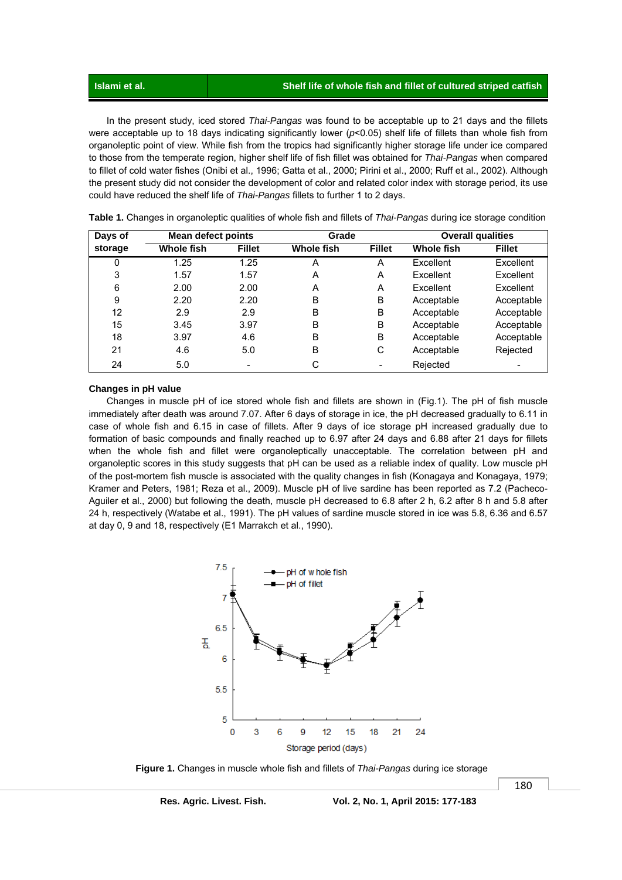In the present study, iced stored *Thai-Pangas* was found to be acceptable up to 21 days and the fillets were acceptable up to 18 days indicating significantly lower ($p$<0.05) shelf life of fillets than whole fish from organoleptic point of view. While fish from the tropics had significantly higher storage life under ice compared to those from the temperate region, higher shelf life of fish fillet was obtained for *Thai-Pangas* when compared to fillet of cold water fishes (Onibi et al., 1996; Gatta et al., 2000; Pirini et al., 2000; Ruff et al., 2002). Although the present study did not consider the development of color and related color index with storage period, its use could have reduced the shelf life of *Thai-Pangas* fillets to further 1 to 2 days.

**Table 1.** Changes in organoleptic qualities of whole fish and fillets of *Thai-Pangas* during ice storage condition

| Days of storage | Mean defect points | | Grade | | Overall qualities | |
|---|---|---|---|---|---|---|
| | Whole fish | Fillet | Whole fish | Fillet | Whole fish | Fillet |
| 0 | 1.25 | 1.25 | A | A | Excellent | Excellent |
| 3 | 1.57 | 1.57 | A | A | Excellent | Excellent |
| 6 | 2.00 | 2.00 | A | A | Excellent | Excellent |
| 9 | 2.20 | 2.20 | B | B | Acceptable | Acceptable |
| 12 | 2.9 | 2.9 | B | B | Acceptable | Acceptable |
| 15 | 3.45 | 3.97 | B | B | Acceptable | Acceptable |
| 18 | 3.97 | 4.6 | B | B | Acceptable | Acceptable |
| 21 | 4.6 | 5.0 | B | C | Acceptable | Rejected |
| 24 | 5.0 | - | C | - | Rejected | - |

### Changes in pH value

Changes in muscle pH of ice stored whole fish and fillets are shown in (Fig.1). The pH of fish muscle immediately after death was around 7.07. After 6 days of storage in ice, the pH decreased gradually to 6.11 in case of whole fish and 6.15 in case of fillets. After 9 days of ice storage pH increased gradually due to formation of basic compounds and finally reached up to 6.97 after 24 days and 6.88 after 21 days for fillets when the whole fish and fillet were organoleptically unacceptable. The correlation between pH and organoleptic scores in this study suggests that pH can be used as a reliable index of quality. Low muscle pH of the post-mortem fish muscle is associated with the quality changes in fish (Konagaya and Konagaya, 1979; Kramer and Peters, 1981; Reza et al., 2009). Muscle pH of live sardine has been reported as 7.2 (Pacheco-Aguiler et al., 2000) but following the death, muscle pH decreased to 6.8 after 2 h, 6.2 after 8 h and 5.8 after 24 h, respectively (Watabe et al., 1991). The pH values of sardine muscle stored in ice was 5.8, 6.36 and 6.57 at day 0, 9 and 18, respectively (E1 Marrakch et al., 1990).

**Figure 1.** Changes in muscle whole fish and fillets of *Thai-Pangas* during ice storage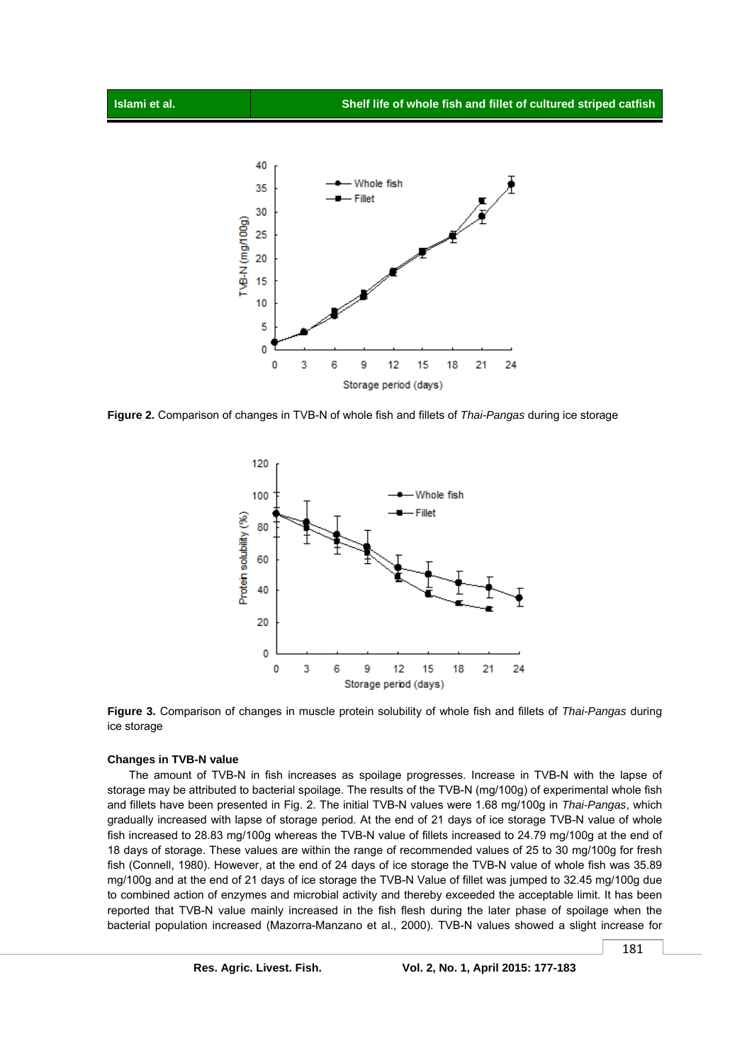**Figure 2.** Comparison of changes in TVB-N of whole fish and fillets of *Thai-Pangas* during ice storage

**Figure 3.** Comparison of changes in muscle protein solubility of whole fish and fillets of *Thai-Pangas* during ice storage

#### Changes in TVB-N value

The amount of TVB-N in fish increases as spoilage progresses. Increase in TVB-N with the lapse of storage may be attributed to bacterial spoilage. The results of the TVB-N (mg/100g) of experimental whole fish and fillets have been presented in Fig. 2. The initial TVB-N values were 1.68 mg/100g in *Thai-Pangas*, which gradually increased with lapse of storage period. At the end of 21 days of ice storage TVB-N value of whole fish increased to 28.83 mg/100g whereas the TVB-N value of fillets increased to 24.79 mg/100g at the end of 18 days of storage. These values are within the range of recommended values of 25 to 30 mg/100g for fresh fish (Connell, 1980). However, at the end of 24 days of ice storage the TVB-N value of whole fish was 35.89 mg/100g and at the end of 21 days of ice storage the TVB-N Value of fillet was jumped to 32.45 mg/100g due to combined action of enzymes and microbial activity and thereby exceeded the acceptable limit. It has been reported that TVB-N value mainly increased in the fish flesh during the later phase of spoilage when the bacterial population increased (Mazorra-Manzano et al., 2000). TVB-N values showed a slight increase for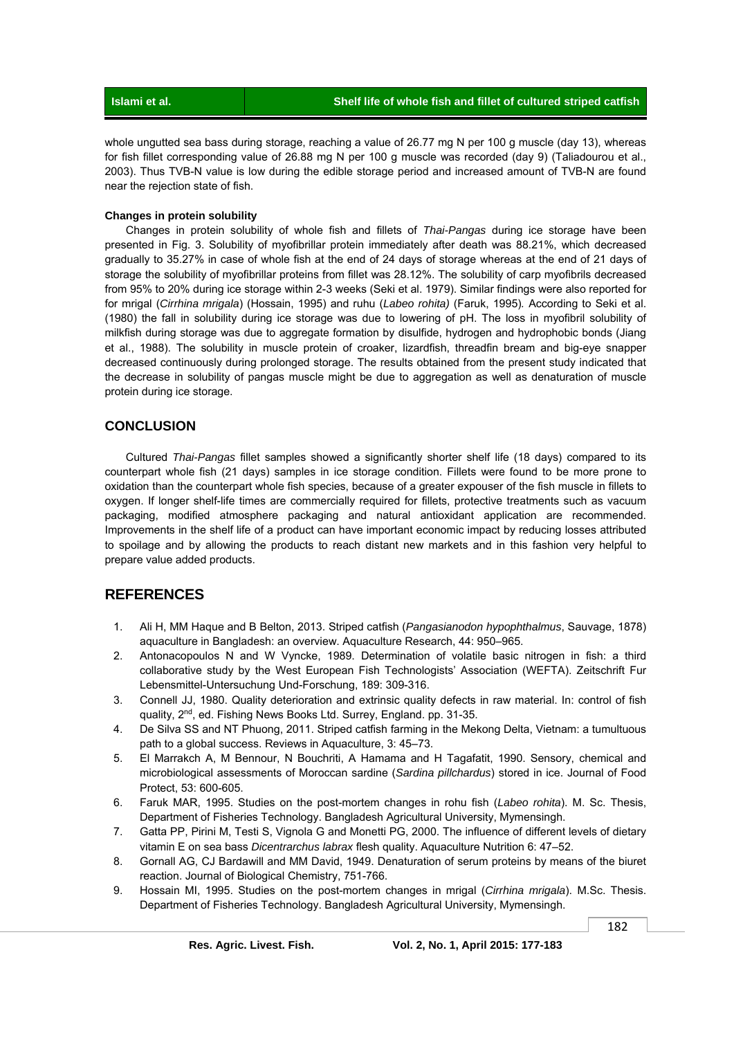whole ungutted sea bass during storage, reaching a value of 26.77 mg N per 100 g muscle (day 13), whereas for fish fillet corresponding value of 26.88 mg N per 100 g muscle was recorded (day 9) (Taliadourou et al., 2003). Thus TVB-N value is low during the edible storage period and increased amount of TVB-N are found near the rejection state of fish.

**Changes in protein solubility**

Changes in protein solubility of whole fish and fillets of *Thai-Pangas* during ice storage have been presented in Fig. 3. Solubility of myofibrillar protein immediately after death was 88.21%, which decreased gradually to 35.27% in case of whole fish at the end of 24 days of storage whereas at the end of 21 days of storage the solubility of myofibrillar proteins from fillet was 28.12%. The solubility of carp myofibrils decreased from 95% to 20% during ice storage within 2-3 weeks (Seki et al. 1979). Similar findings were also reported for for mrigal (*Cirrhina mrigala*) (Hossain, 1995) and ruhu (*Labeo rohita)* (Faruk, 1995)*.* According to Seki et al. (1980) the fall in solubility during ice storage was due to lowering of pH. The loss in myofibril solubility of milkfish during storage was due to aggregate formation by disulfide, hydrogen and hydrophobic bonds (Jiang et al., 1988). The solubility in muscle protein of croaker, lizardfish, threadfin bream and big-eye snapper decreased continuously during prolonged storage. The results obtained from the present study indicated that the decrease in solubility of pangas muscle might be due to aggregation as well as denaturation of muscle protein during ice storage.

## CONCLUSION

Cultured *Thai-Pangas* fillet samples showed a significantly shorter shelf life (18 days) compared to its counterpart whole fish (21 days) samples in ice storage condition. Fillets were found to be more prone to oxidation than the counterpart whole fish species, because of a greater expouser of the fish muscle in fillets to oxygen. If longer shelf-life times are commercially required for fillets, protective treatments such as vacuum packaging, modified atmosphere packaging and natural antioxidant application are recommended. Improvements in the shelf life of a product can have important economic impact by reducing losses attributed to spoilage and by allowing the products to reach distant new markets and in this fashion very helpful to prepare value added products.

## REFERENCES

1. Ali H, MM Haque and B Belton, 2013. Striped catfish (*Pangasianodon hypophthalmus*, Sauvage, 1878) aquaculture in Bangladesh: an overview. Aquaculture Research, 44: 950–965.
2. Antonacopoulos N and W Vyncke, 1989. Determination of volatile basic nitrogen in fish: a third collaborative study by the West European Fish Technologists' Association (WEFTA). Zeitschrift Fur Lebensmittel-Untersuchung Und-Forschung, 189: 309-316.
3. Connell JJ, 1980. Quality deterioration and extrinsic quality defects in raw material. In: control of fish quality, 2nd, ed. Fishing News Books Ltd. Surrey, England. pp. 31-35.
4. De Silva SS and NT Phuong, 2011. Striped catfish farming in the Mekong Delta, Vietnam: a tumultuous path to a global success. Reviews in Aquaculture, 3: 45–73.
5. El Marrakch A, M Bennour, N Bouchriti, A Hamama and H Tagafatit, 1990. Sensory, chemical and microbiological assessments of Moroccan sardine (*Sardina pillchardus*) stored in ice. Journal of Food Protect, 53: 600-605.
6. Faruk MAR, 1995. Studies on the post-mortem changes in rohu fish (*Labeo rohita*). M. Sc. Thesis, Department of Fisheries Technology. Bangladesh Agricultural University, Mymensingh.
7. Gatta PP, Pirini M, Testi S, Vignola G and Monetti PG, 2000. The influence of different levels of dietary vitamin E on sea bass *Dicentrarchus labrax* flesh quality. Aquaculture Nutrition 6: 47–52.
8. Gornall AG, CJ Bardawill and MM David, 1949. Denaturation of serum proteins by means of the biuret reaction. Journal of Biological Chemistry, 751-766.
9. Hossain MI, 1995. Studies on the post-mortem changes in mrigal (*Cirrhina mrigala*). M.Sc. Thesis. Department of Fisheries Technology. Bangladesh Agricultural University, Mymensingh.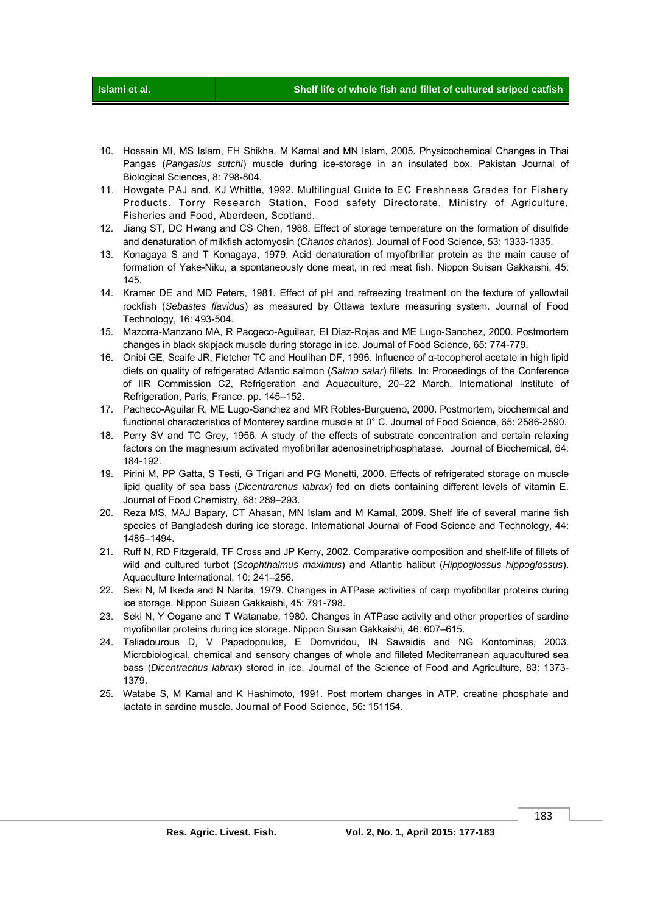10. Hossain MI, MS Islam, FH Shikha, M Kamal and MN Islam, 2005. Physicochemical Changes in Thai Pangas (*Pangasius sutchi*) muscle during ice-storage in an insulated box. Pakistan Journal of Biological Sciences, 8: 798-804.
11. Howgate PAJ and. KJ Whittle, 1992. Multilingual Guide to EC Freshness Grades for Fishery Products. Torry Research Station, Food safety Directorate, Ministry of Agriculture, Fisheries and Food, Aberdeen, Scotland.
12. Jiang ST, DC Hwang and CS Chen, 1988. Effect of storage temperature on the formation of disulfide and denaturation of milkfish actomyosin (*Chanos chanos*). Journal of Food Science, 53: 1333-1335.
13. Konagaya S and T Konagaya, 1979. Acid denaturation of myofibrillar protein as the main cause of formation of Yake-Niku, a spontaneously done meat, in red meat fish. Nippon Suisan Gakkaishi, 45: 145.
14. Kramer DE and MD Peters, 1981. Effect of pH and refreezing treatment on the texture of yellowtail rockfish (*Sebastes flavidus*) as measured by Ottawa texture measuring system. Journal of Food Technology, 16: 493-504.
15. Mazorra-Manzano MA, R Pacgeco-Aguilear, EI Diaz-Rojas and ME Lugo-Sanchez, 2000. Postmortem changes in black skipjack muscle during storage in ice. Journal of Food Science, 65: 774-779.
16. Onibi GE, Scaife JR, Fletcher TC and Houlihan DF, 1996. Influence of α-tocopherol acetate in high lipid diets on quality of refrigerated Atlantic salmon (*Salmo salar*) fillets. In: Proceedings of the Conference of IIR Commission C2, Refrigeration and Aquaculture, 20–22 March. International Institute of Refrigeration, Paris, France. pp. 145–152.
17. Pacheco-Aguilar R, ME Lugo-Sanchez and MR Robles-Burgueno, 2000. Postmortem, biochemical and functional characteristics of Monterey sardine muscle at 0° C. Journal of Food Science, 65: 2586-2590.
18. Perry SV and TC Grey, 1956. A study of the effects of substrate concentration and certain relaxing factors on the magnesium activated myofibrillar adenosinetriphosphatase. Journal of Biochemical, 64: 184-192.
19. Pirini M, PP Gatta, S Testi, G Trigari and PG Monetti, 2000. Effects of refrigerated storage on muscle lipid quality of sea bass (*Dicentrarchus labrax*) fed on diets containing different levels of vitamin E. Journal of Food Chemistry, 68: 289–293.
20. Reza MS, MAJ Bapary, CT Ahasan, MN Islam and M Kamal, 2009. Shelf life of several marine fish species of Bangladesh during ice storage. International Journal of Food Science and Technology, 44: 1485–1494.
21. Ruff N, RD Fitzgerald, TF Cross and JP Kerry, 2002. Comparative composition and shelf-life of fillets of wild and cultured turbot (*Scophthalmus maximus*) and Atlantic halibut (*Hippoglossus hippoglossus*). Aquaculture International, 10: 241–256.
22. Seki N, M Ikeda and N Narita, 1979. Changes in ATPase activities of carp myofibrillar proteins during ice storage. Nippon Suisan Gakkaishi, 45: 791-798.
23. Seki N, Y Oogane and T Watanabe, 1980. Changes in ATPase activity and other properties of sardine myofibrillar proteins during ice storage. Nippon Suisan Gakkaishi, 46: 607–615.
24. Taliadourous D, V Papadopoulos, E Domvridou, IN Sawaidis and NG Kontominas, 2003. Microbiological, chemical and sensory changes of whole and filleted Mediterranean aquacultured sea bass (*Dicentrachus labrax*) stored in ice. Journal of the Science of Food and Agriculture, 83: 1373-1379.
25. Watabe S, M Kamal and K Hashimoto, 1991. Post mortem changes in ATP, creatine phosphate and lactate in sardine muscle. Journal of Food Science, 56: 151154.